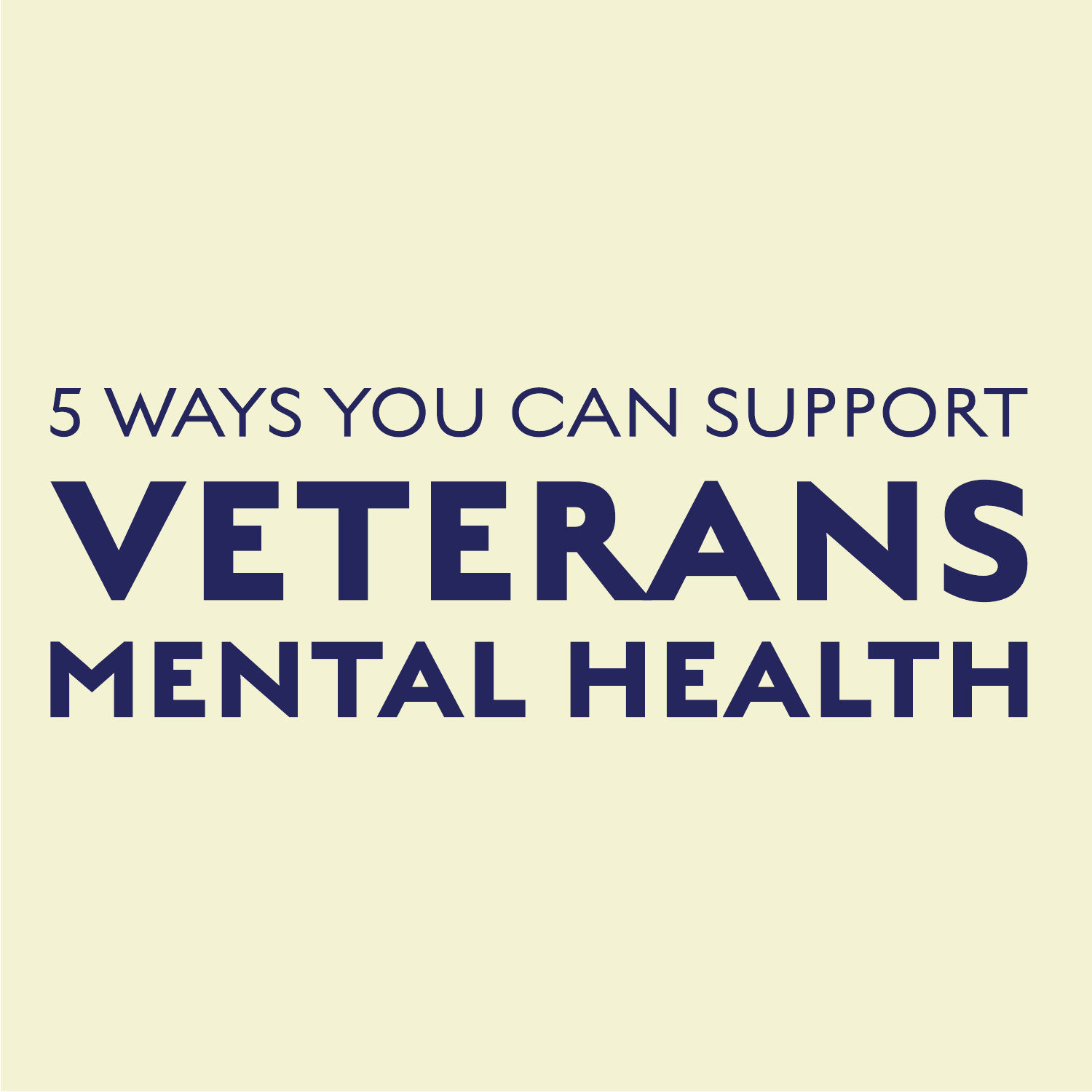5 WAYS YOU CAN SUPPORT

# VETERANS MENTAL HEALTH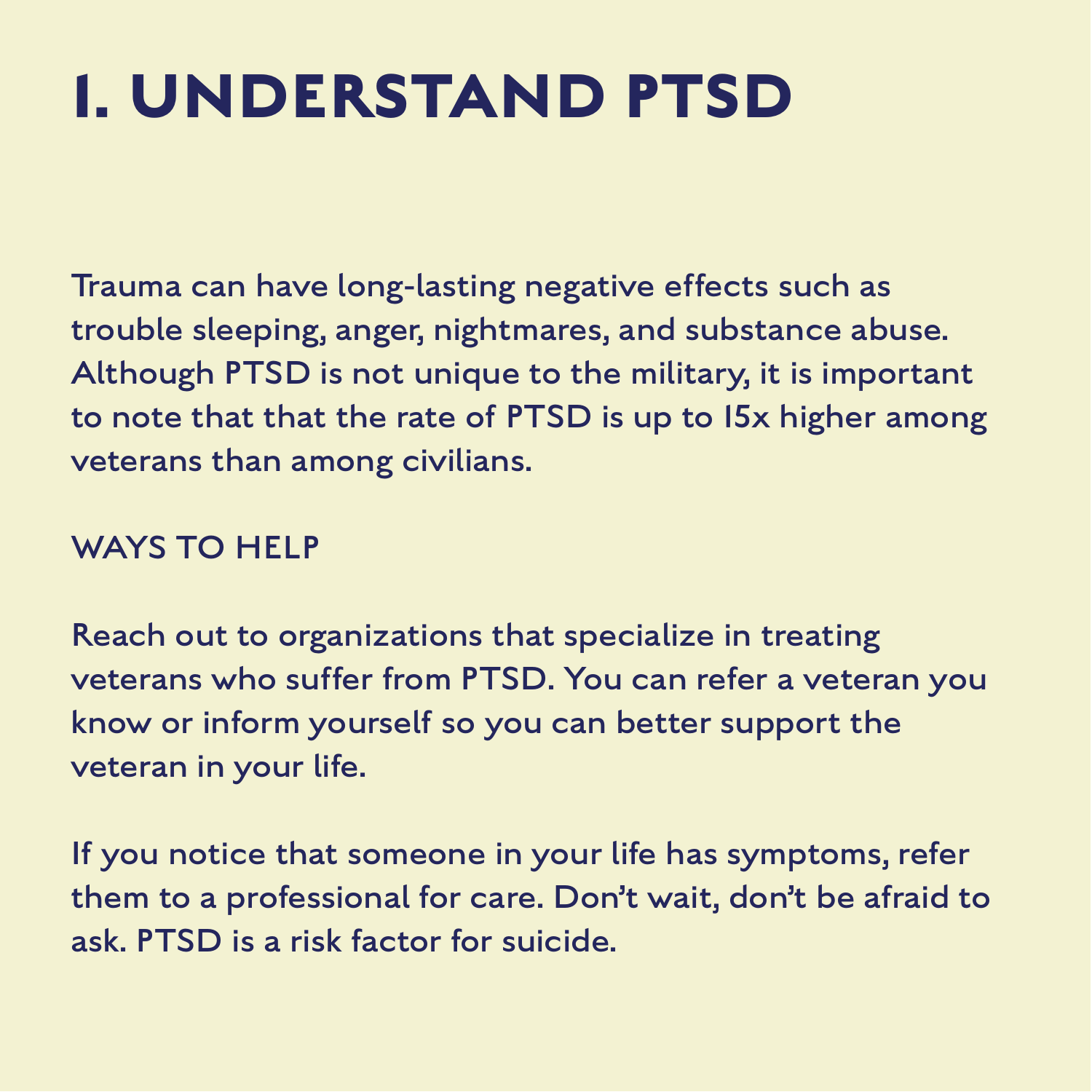# 1. UNDERSTAND PTSD

Trauma can have long-lasting negative effects such as trouble sleeping, anger, nightmares, and substance abuse. Although PTSD is not unique to the military, it is important to note that that the rate of PTSD is up to 15x higher among veterans than among civilians.

## WAYS TO HELP

Reach out to organizations that specialize in treating veterans who suffer from PTSD. You can refer a veteran you know or inform yourself so you can better support the veteran in your life.

If you notice that someone in your life has symptoms, refer them to a professional for care. Don't wait, don't be afraid to ask. PTSD is a risk factor for suicide.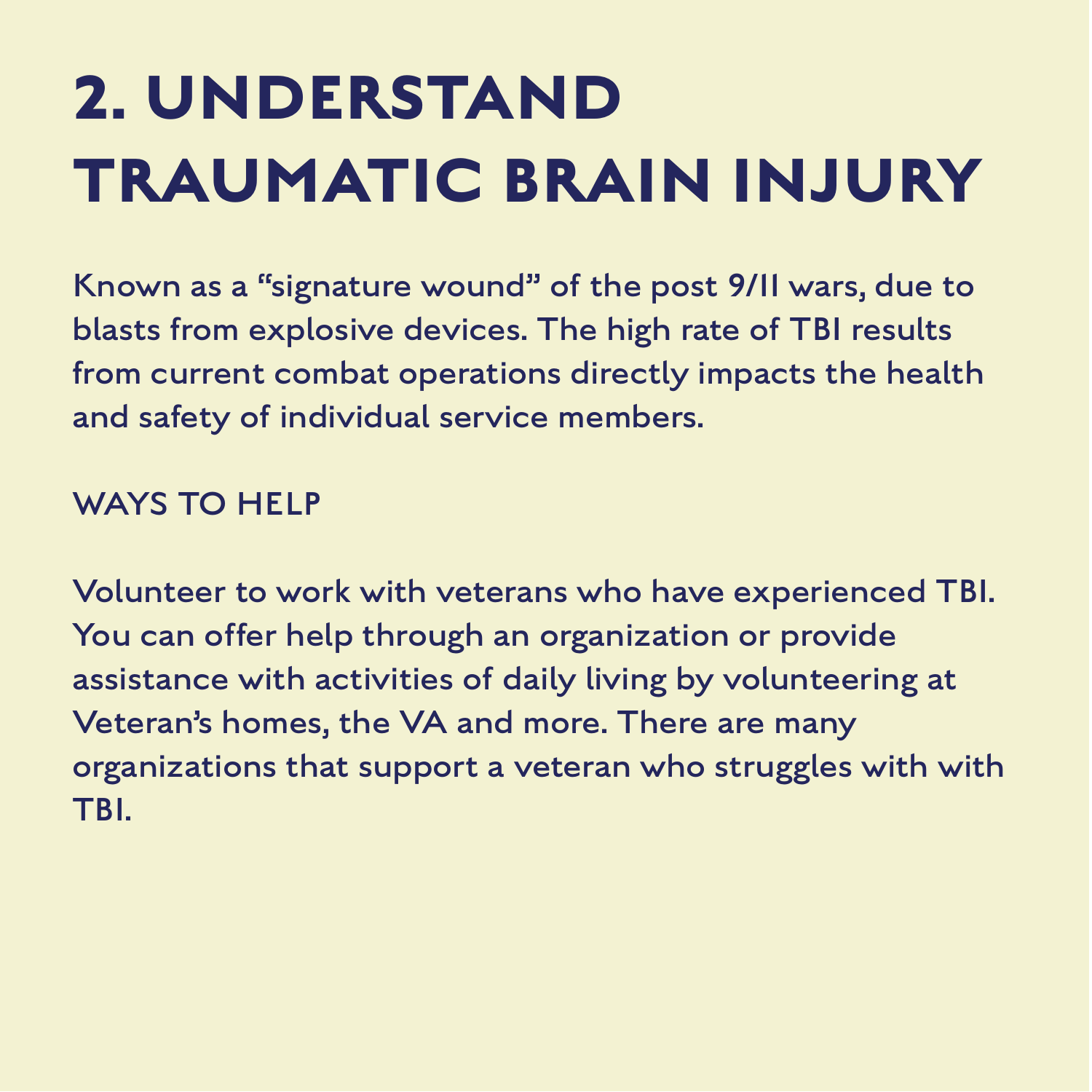# 2. UNDERSTAND TRAUMATIC BRAIN INJURY

Known as a "signature wound" of the post 9/11 wars, due to blasts from explosive devices. The high rate of TBI results from current combat operations directly impacts the health and safety of individual service members.

## WAYS TO HELP

Volunteer to work with veterans who have experienced TBI. You can offer help through an organization or provide assistance with activities of daily living by volunteering at Veteran's homes, the VA and more. There are many organizations that support a veteran who struggles with with TBI.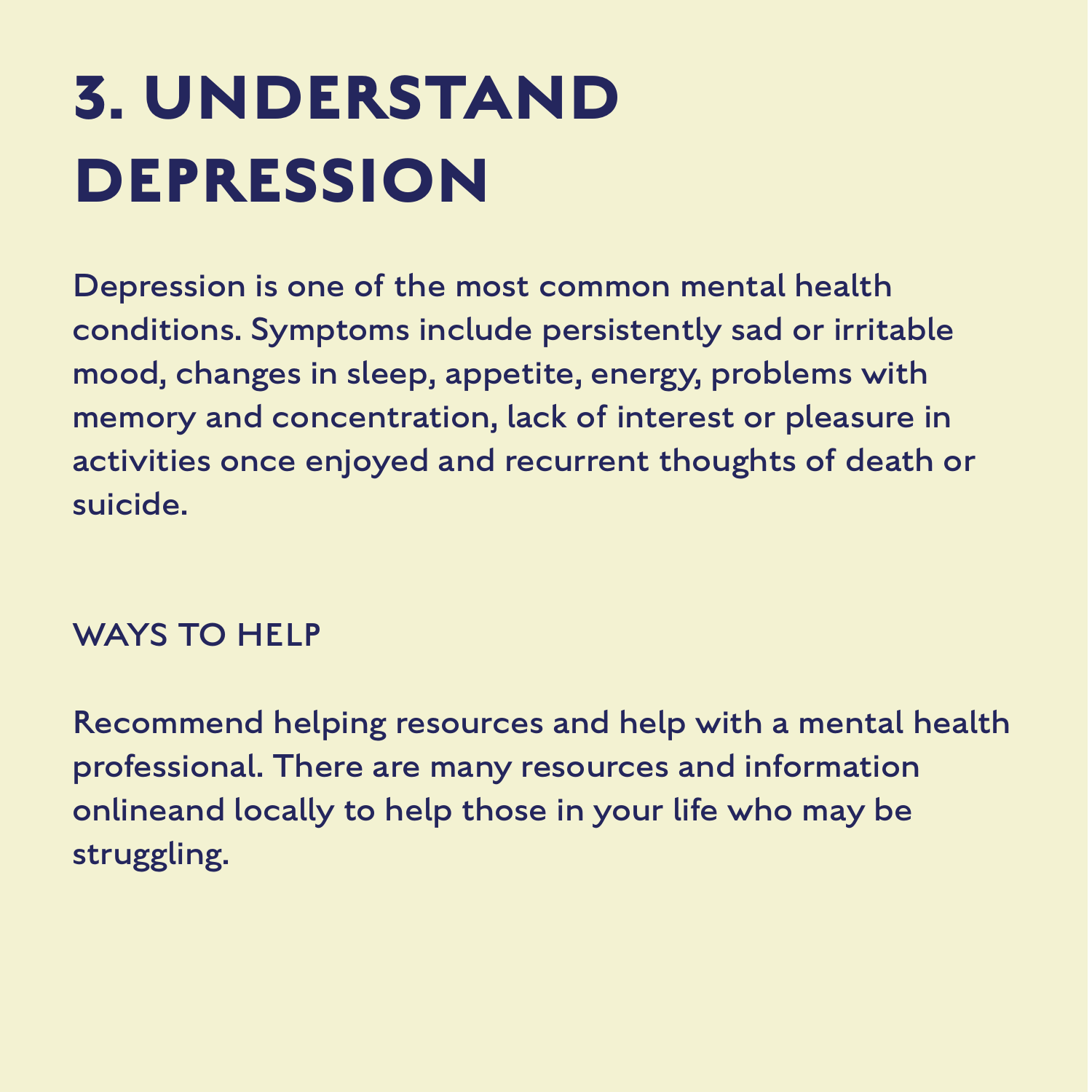# 3. UNDERSTAND DEPRESSION

Depression is one of the most common mental health conditions. Symptoms include persistently sad or irritable mood, changes in sleep, appetite, energy, problems with memory and concentration, lack of interest or pleasure in activities once enjoyed and recurrent thoughts of death or suicide.

## WAYS TO HELP

Recommend helping resources and help with a mental health professional. There are many resources and information onlineand locally to help those in your life who may be struggling.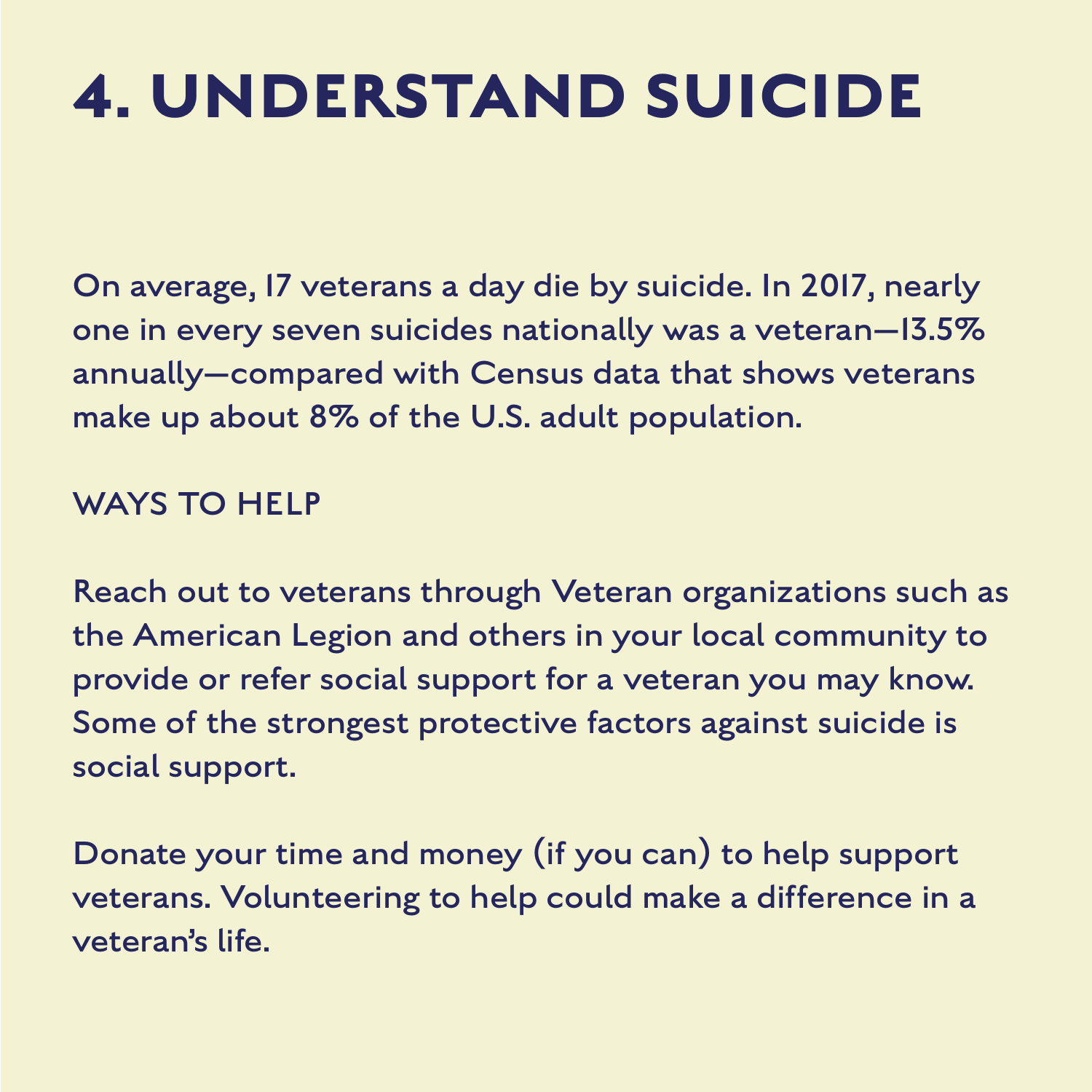# 4. UNDERSTAND SUICIDE

On average, 17 veterans a day die by suicide. In 2017, nearly one in every seven suicides nationally was a veteran—13.5% annually—compared with Census data that shows veterans make up about 8% of the U.S. adult population.

## WAYS TO HELP

Reach out to veterans through Veteran organizations such as the American Legion and others in your local community to provide or refer social support for a veteran you may know. Some of the strongest protective factors against suicide is social support.

Donate your time and money (if you can) to help support veterans. Volunteering to help could make a difference in a veteran's life.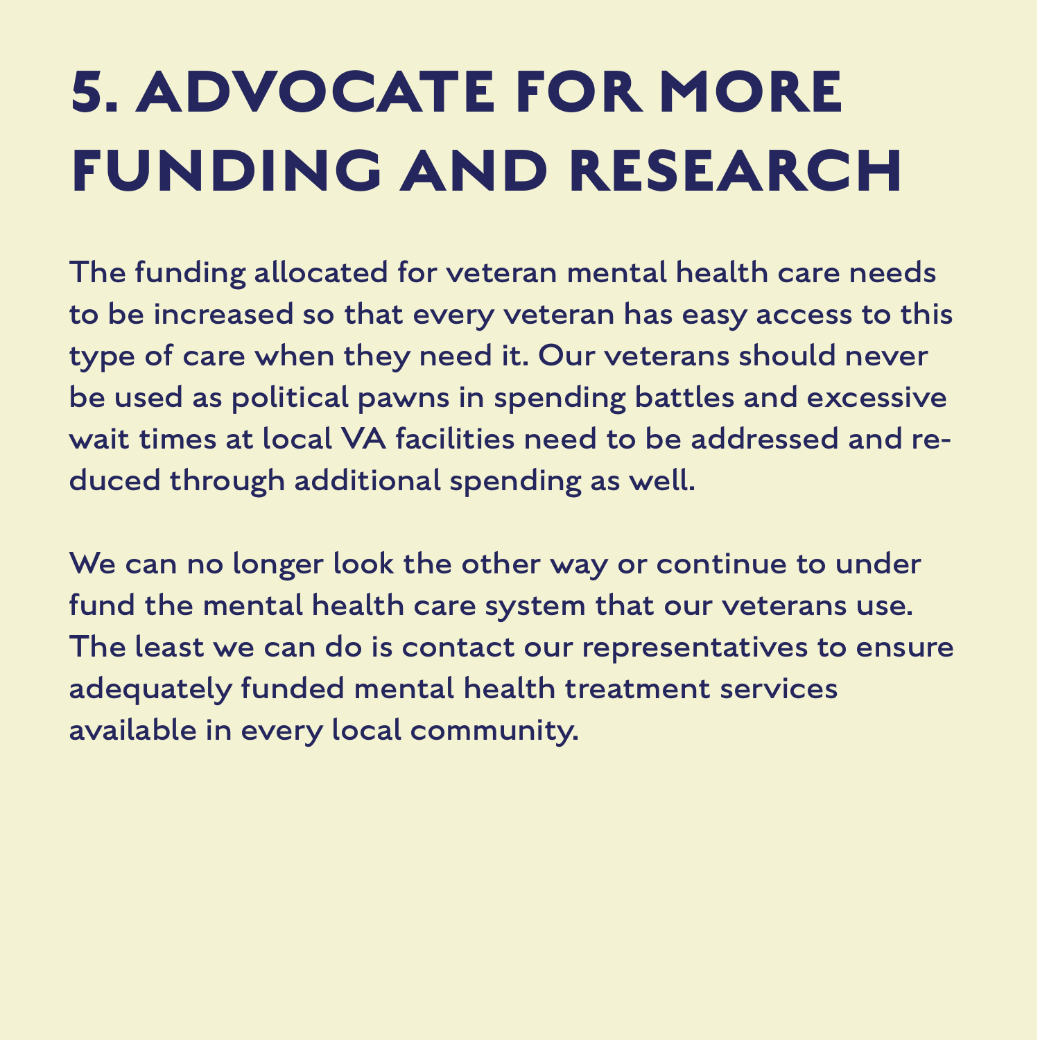# 5. ADVOCATE FOR MORE FUNDING AND RESEARCH

The funding allocated for veteran mental health care needs to be increased so that every veteran has easy access to this type of care when they need it. Our veterans should never be used as political pawns in spending battles and excessive wait times at local VA facilities need to be addressed and reduced through additional spending as well.

We can no longer look the other way or continue to under fund the mental health care system that our veterans use. The least we can do is contact our representatives to ensure adequately funded mental health treatment services available in every local community.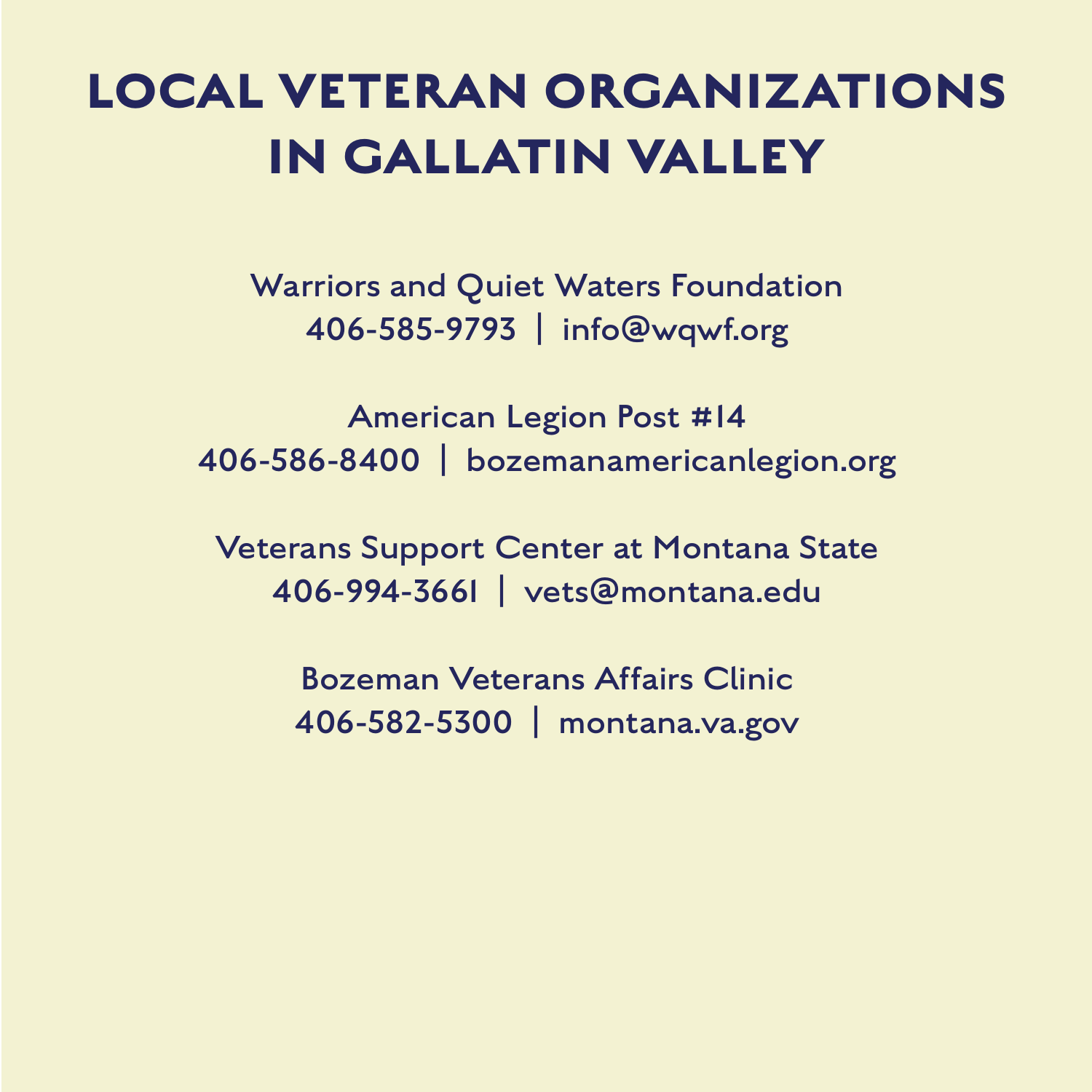# LOCAL VETERAN ORGANIZATIONS IN GALLATIN VALLEY

Warriors and Quiet Waters Foundation
406-585-9793 | info@wqwf.org

American Legion Post #14
406-586-8400 | bozemanamericanlegion.org

Veterans Support Center at Montana State
406-994-3661 | vets@montana.edu

Bozeman Veterans Affairs Clinic
406-582-5300 | montana.va.gov